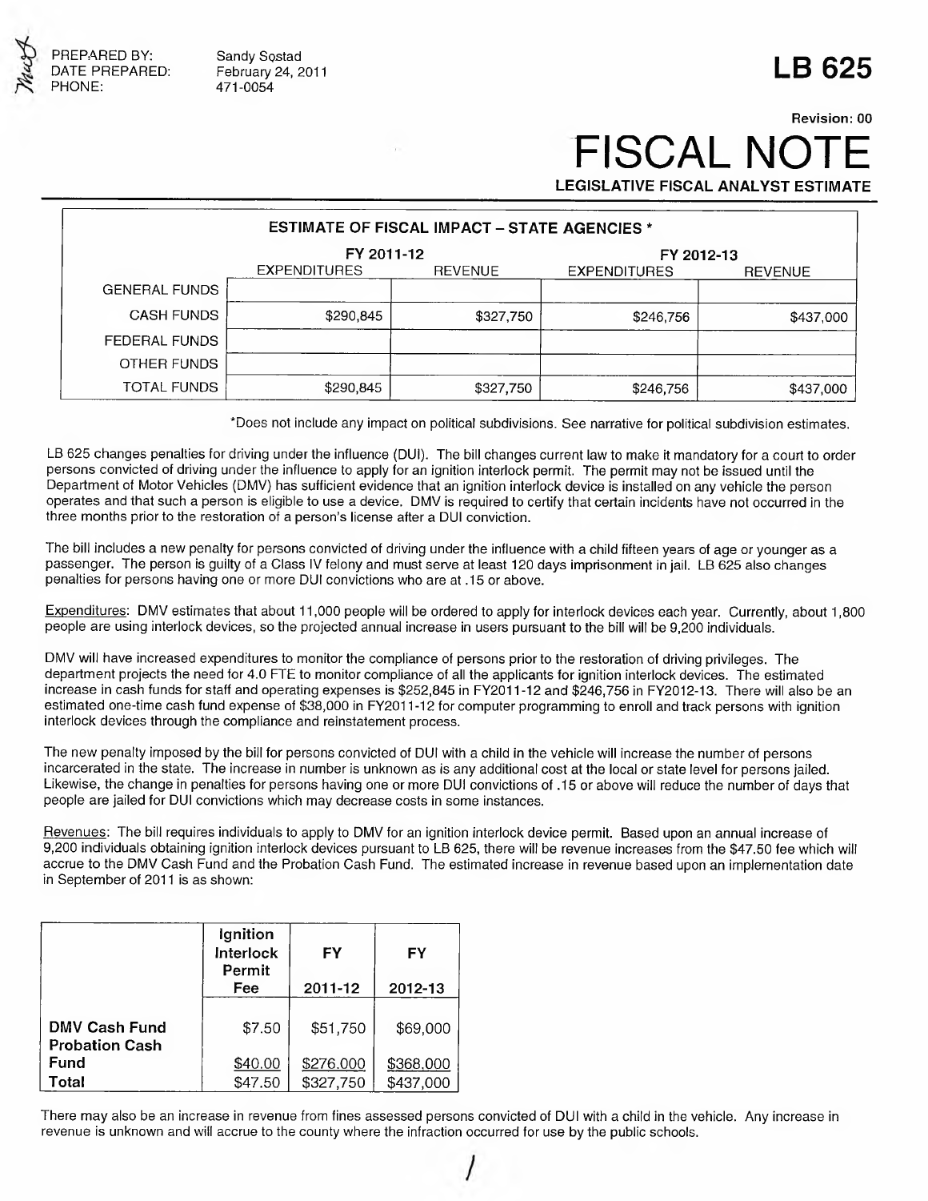PREPARED BY: Sandy Sostad
DATE PREPARED: February 24, 2011
PHONE: 471-0054

# LB 625

Revision: 00

# FISCAL NOTE

**LEGISLATIVE FISCAL ANALYST ESTIMATE**

| ESTIMATE OF FISCAL IMPACT – STATE AGENCIES * | FY 2011-12 | | FY 2012-13 | |
|---|---|---|---|---|
| | EXPENDITURES | REVENUE | EXPENDITURES | REVENUE |
| GENERAL FUNDS | | | | |
| CASH FUNDS | $290,845 | $327,750 | $246,756 | $437,000 |
| FEDERAL FUNDS | | | | |
| OTHER FUNDS | | | | |
| TOTAL FUNDS | $290,845 | $327,750 | $246,756 | $437,000 |

*Does not include any impact on political subdivisions. See narrative for political subdivision estimates.

LB 625 changes penalties for driving under the influence (DUI). The bill changes current law to make it mandatory for a court to order persons convicted of driving under the influence to apply for an ignition interlock permit. The permit may not be issued until the Department of Motor Vehicles (DMV) has sufficient evidence that an ignition interlock device is installed on any vehicle the person operates and that such a person is eligible to use a device. DMV is required to certify that certain incidents have not occurred in the three months prior to the restoration of a person's license after a DUI conviction.

The bill includes a new penalty for persons convicted of driving under the influence with a child fifteen years of age or younger as a passenger. The person is guilty of a Class IV felony and must serve at least 120 days imprisonment in jail. LB 625 also changes penalties for persons having one or more DUI convictions who are at .15 or above.

Expenditures: DMV estimates that about 11,000 people will be ordered to apply for interlock devices each year. Currently, about 1,800 people are using interlock devices, so the projected annual increase in users pursuant to the bill will be 9,200 individuals.

DMV will have increased expenditures to monitor the compliance of persons prior to the restoration of driving privileges. The department projects the need for 4.0 FTE to monitor compliance of all the applicants for ignition interlock devices. The estimated increase in cash funds for staff and operating expenses is $252,845 in FY2011-12 and $246,756 in FY2012-13. There will also be an estimated one-time cash fund expense of $38,000 in FY2011-12 for computer programming to enroll and track persons with ignition interlock devices through the compliance and reinstatement process.

The new penalty imposed by the bill for persons convicted of DUI with a child in the vehicle will increase the number of persons incarcerated in the state. The increase in number is unknown as is any additional cost at the local or state level for persons jailed. Likewise, the change in penalties for persons having one or more DUI convictions of .15 or above will reduce the number of days that people are jailed for DUI convictions which may decrease costs in some instances.

Revenues: The bill requires individuals to apply to DMV for an ignition interlock device permit. Based upon an annual increase of 9,200 individuals obtaining ignition interlock devices pursuant to LB 625, there will be revenue increases from the $47.50 fee which will accrue to the DMV Cash Fund and the Probation Cash Fund. The estimated increase in revenue based upon an implementation date in September of 2011 is as shown:

| | Ignition Interlock Permit Fee | FY 2011-12 | FY 2012-13 |
|---|---|---|---|
| DMV Cash Fund | $7.50 | $51,750 | $69,000 |
| Probation Cash Fund | $40.00 | $276.000 | $368,000 |
| Total | $47.50 | $327,750 | $437,000 |

There may also be an increase in revenue from fines assessed persons convicted of DUI with a child in the vehicle. Any increase in revenue is unknown and will accrue to the county where the infraction occurred for use by the public schools.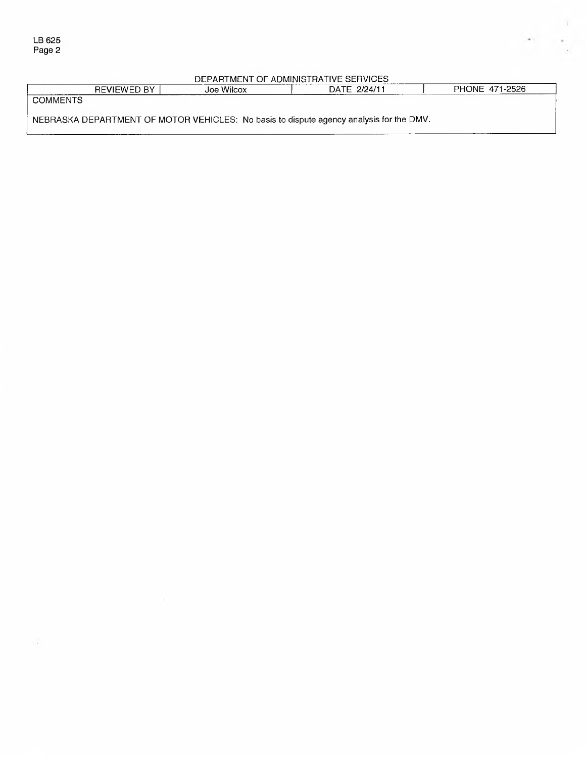DEPARTMENT OF ADMINISTRATIVE SERVICES

| REVIEWED BY | Joe Wilcox | DATE 2/24/11 | PHONE 471-2526 |
|---|---|---|---|
| COMMENTS | | | |
| NEBRASKA DEPARTMENT OF MOTOR VEHICLES: No basis to dispute agency analysis for the DMV. | | | |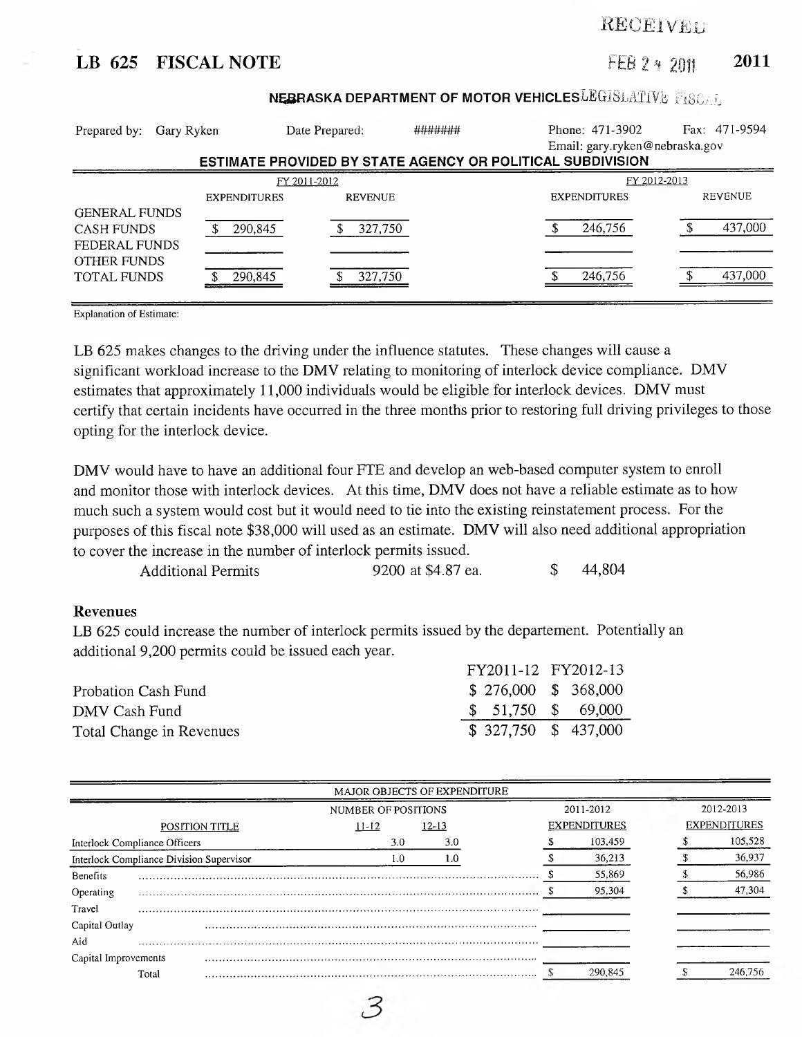RECEIVED

FEB 24 2011

LEGISLATIVE FISCAL

# LB 625 FISCAL NOTE 2011

**NEBRASKA DEPARTMENT OF MOTOR VEHICLES**

Prepared by: Gary Ryken | Date Prepared: ####### | Phone: 471-3902 | Fax: 471-9594

Email: gary.ryken@nebraska.gov

**ESTIMATE PROVIDED BY STATE AGENCY OR POLITICAL SUBDIVISION**

| | FY 2011-2012 | | FY 2012-2013 | |
|---|---|---|---|---|
| | EXPENDITURES | REVENUE | EXPENDITURES | REVENUE |
| GENERAL FUNDS | | | | |
| CASH FUNDS | $ 290,845 | $ 327,750 | $ 246,756 | $ 437,000 |
| FEDERAL FUNDS | | | | |
| OTHER FUNDS | | | | |
| TOTAL FUNDS | $ 290,845 | $ 327,750 | $ 246,756 | $ 437,000 |

Explanation of Estimate:

LB 625 makes changes to the driving under the influence statutes. These changes will cause a significant workload increase to the DMV relating to monitoring of interlock device compliance. DMV estimates that approximately 11,000 individuals would be eligible for interlock devices. DMV must certify that certain incidents have occurred in the three months prior to restoring full driving privileges to those opting for the interlock device.

DMV would have to have an additional four FTE and develop an web-based computer system to enroll and monitor those with interlock devices. At this time, DMV does not have a reliable estimate as to how much such a system would cost but it would need to tie into the existing reinstatement process. For the purposes of this fiscal note $38,000 will used as an estimate. DMV will also need additional appropriation to cover the increase in the number of interlock permits issued.

| | | |
|---|---|---|
| Additional Permits | 9200 at $4.87 ea. | $ 44,804 |

**Revenues**

LB 625 could increase the number of interlock permits issued by the departement. Potentially an additional 9,200 permits could be issued each year.

| | FY2011-12 | FY2012-13 |
|---|---|---|
| Probation Cash Fund | $ 276,000 | $ 368,000 |
| DMV Cash Fund | $ 51,750 | $ 69,000 |
| Total Change in Revenues | $ 327,750 | $ 437,000 |

| MAJOR OBJECTS OF EXPENDITURE | | | | |
|---|---|---|---|---|
| | NUMBER OF POSITIONS | | 2011-2012 | 2012-2013 |
| POSITION TITLE | 11-12 | 12-13 | EXPENDITURES | EXPENDITURES |
| Interlock Compliance Officers | 3.0 | 3.0 | $ 103,459 | $ 105,528 |
| Interlock Compliance Division Supervisor | 1.0 | 1.0 | $ 36,213 | $ 36,937 |
| Benefits | | | $ 55,869 | $ 56,986 |
| Operating | | | $ 95,304 | $ 47,304 |
| Travel | | | | |
| Capital Outlay | | | | |
| Aid | | | | |
| Capital Improvements | | | | |
| Total | | | $ 290,845 | $ 246,756 |